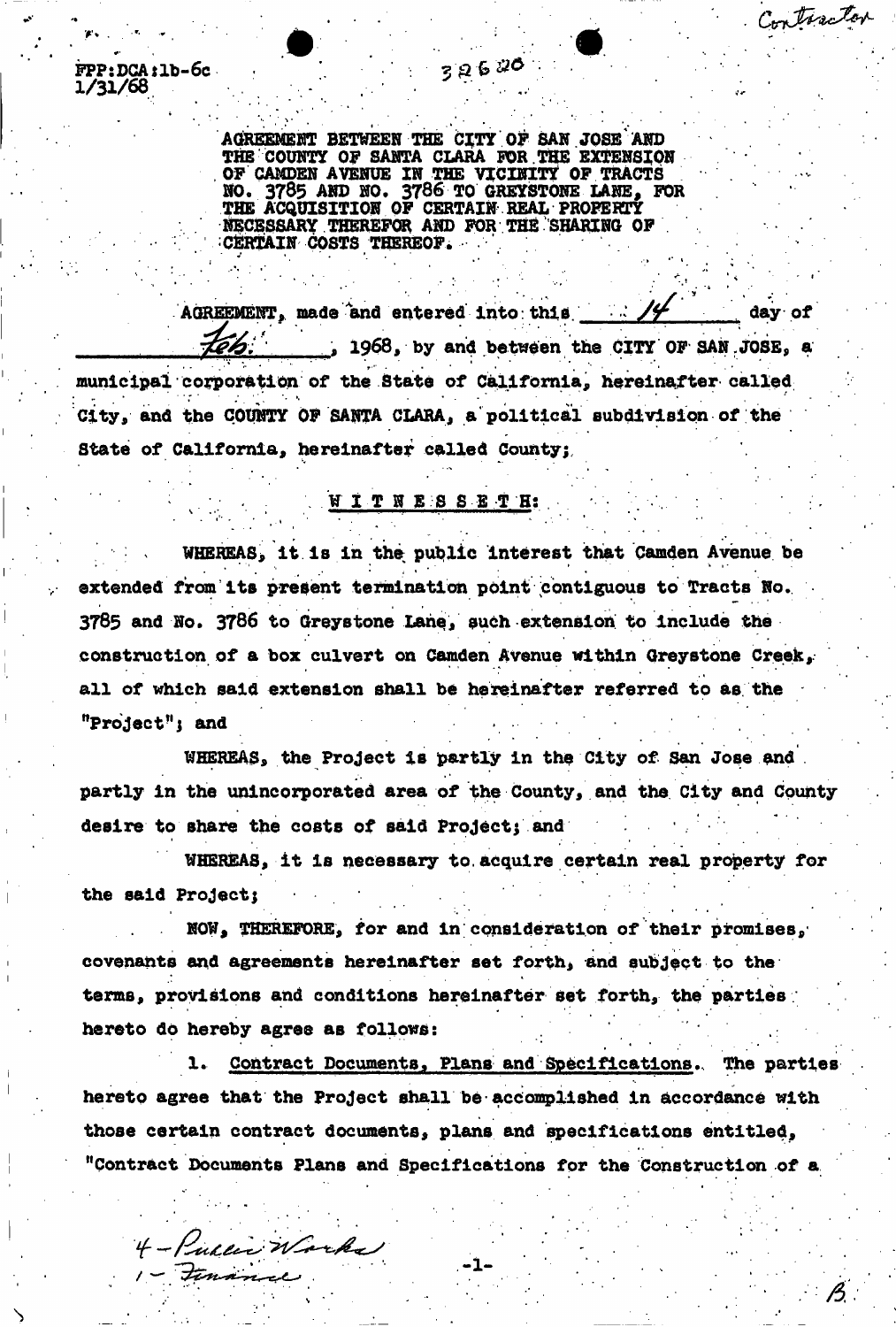Contractor

FPP:DCA:lb-6c
1/31/68

326820

AGREEMENT BETWEEN THE CITY OF SAN JOSE AND THE COUNTY OF SANTA CLARA FOR THE EXTENSION OF CAMDEN AVENUE IN THE VICINITY OF TRACTS NO. 3785 AND NO. 3786 TO GREYSTONE LANE, FOR THE ACQUISITION OF CERTAIN REAL PROPERTY NECESSARY THEREFOR AND FOR THE SHARING OF CERTAIN COSTS THEREOF.

AGREEMENT, made and entered into this 14 day of Feb., 1968, by and between the CITY OF SAN JOSE, a municipal corporation of the State of California, hereinafter called City, and the COUNTY OF SANTA CLARA, a political subdivision of the State of California, hereinafter called County;

W I T N E S S E T H:

WHEREAS, it is in the public interest that Camden Avenue be extended from its present termination point contiguous to Tracts No. 3785 and No. 3786 to Greystone Lane, such extension to include the construction of a box culvert on Camden Avenue within Greystone Creek, all of which said extension shall be hereinafter referred to as the "Project"; and

WHEREAS, the Project is partly in the City of San Jose and partly in the unincorporated area of the County, and the City and County desire to share the costs of said Project; and

WHEREAS, it is necessary to acquire certain real property for the said Project;

NOW, THEREFORE, for and in consideration of their promises, covenants and agreements hereinafter set forth, and subject to the terms, provisions and conditions hereinafter set forth, the parties hereto do hereby agree as follows:

1. Contract Documents, Plans and Specifications. The parties hereto agree that the Project shall be accomplished in accordance with those certain contract documents, plans and specifications entitled, "Contract Documents Plans and Specifications for the Construction of a

4 - Public Works
1 - Finance

B.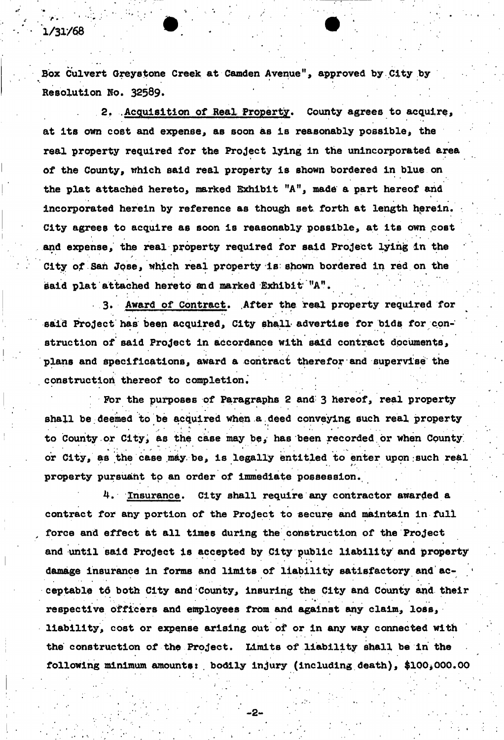Box Culvert Greystone Creek at Camden Avenue", approved by City by Resolution No. 32589.

2. Acquisition of Real Property. County agrees to acquire, at its own cost and expense, as soon as is reasonably possible, the real property required for the Project lying in the unincorporated area of the County, which said real property is shown bordered in blue on the plat attached hereto, marked Exhibit "A", made a part hereof and incorporated herein by reference as though set forth at length herein. City agrees to acquire as soon is reasonably possible, at its own cost and expense, the real property required for said Project lying in the City of San Jose, which real property is shown bordered in red on the said plat attached hereto and marked Exhibit "A".

3. Award of Contract. After the real property required for said Project has been acquired, City shall advertise for bids for construction of said Project in accordance with said contract documents, plans and specifications, award a contract therefor and supervise the construction thereof to completion.

For the purposes of Paragraphs 2 and 3 hereof, real property shall be deemed to be acquired when a deed conveying such real property to County or City, as the case may be, has been recorded or when County or City, as the case may be, is legally entitled to enter upon such real property pursuant to an order of immediate possession.

4. Insurance. City shall require any contractor awarded a contract for any portion of the Project to secure and maintain in full force and effect at all times during the construction of the Project and until said Project is accepted by City public liability and property damage insurance in forms and limits of liability satisfactory and acceptable to both City and County, insuring the City and County and their respective officers and employees from and against any claim, loss, liability, cost or expense arising out of or in any way connected with the construction of the Project. Limits of liability shall be in the following minimum amounts: bodily injury (including death), $100,000.00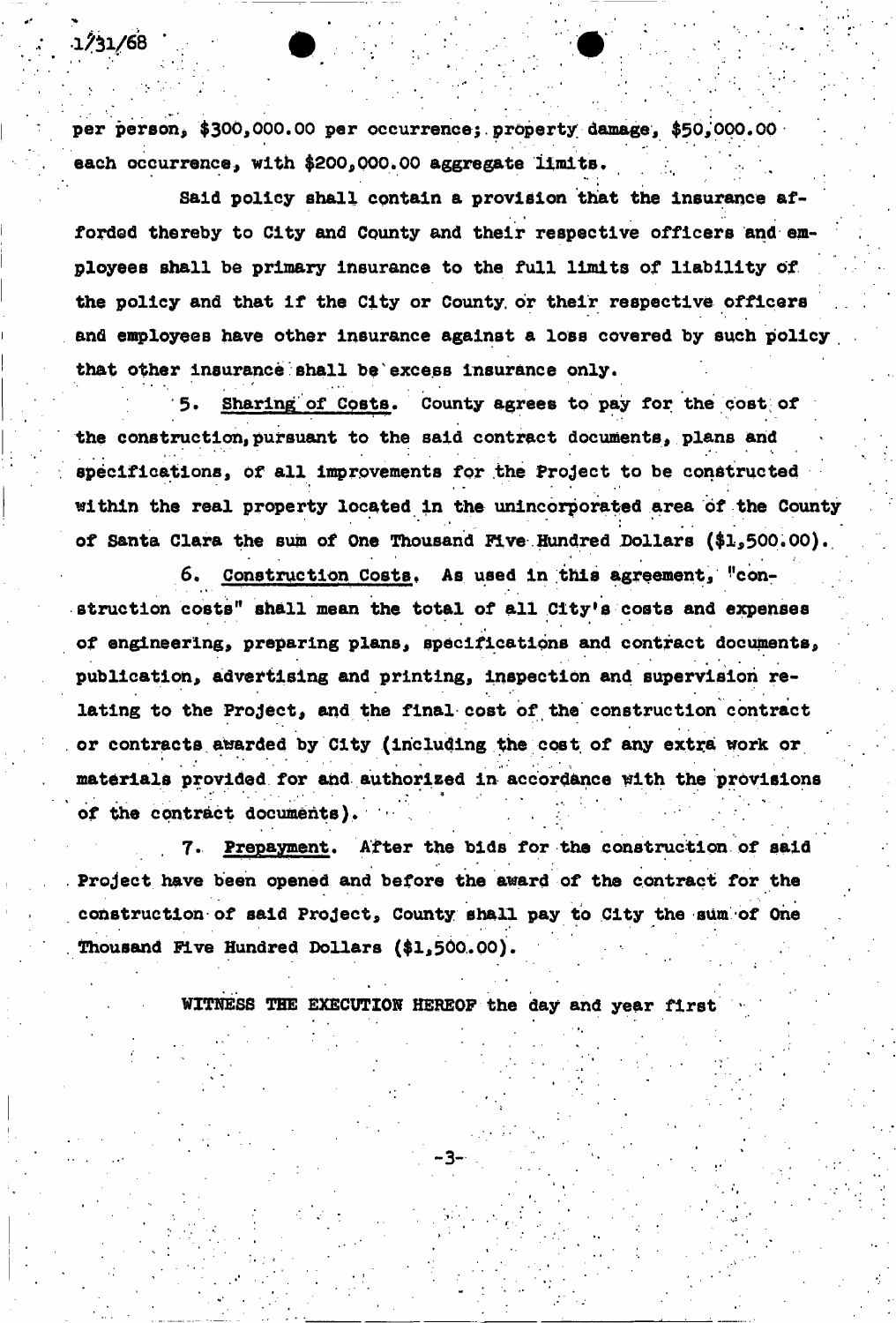per person, $300,000.00 per occurrence; property damage, $50,000.00 each occurrence, with $200,000.00 aggregate limits.

Said policy shall contain a provision that the insurance afforded thereby to City and County and their respective officers and employees shall be primary insurance to the full limits of liability of the policy and that if the City or County or their respective officers and employees have other insurance against a loss covered by such policy that other insurance shall be excess insurance only.

5. Sharing of Costs. County agrees to pay for the cost of the construction, pursuant to the said contract documents, plans and specifications, of all improvements for the Project to be constructed within the real property located in the unincorporated area of the County of Santa Clara the sum of One Thousand Five Hundred Dollars ($1,500.00).

6. Construction Costs. As used in this agreement, "construction costs" shall mean the total of all City's costs and expenses of engineering, preparing plans, specifications and contract documents, publication, advertising and printing, inspection and supervision relating to the Project, and the final cost of the construction contract or contracts awarded by City (including the cost of any extra work or materials provided for and authorized in accordance with the provisions of the contract documents).

7. Prepayment. After the bids for the construction of said Project have been opened and before the award of the contract for the construction of said Project, County shall pay to City the sum of One Thousand Five Hundred Dollars ($1,500.00).

WITNESS THE EXECUTION HEREOF the day and year first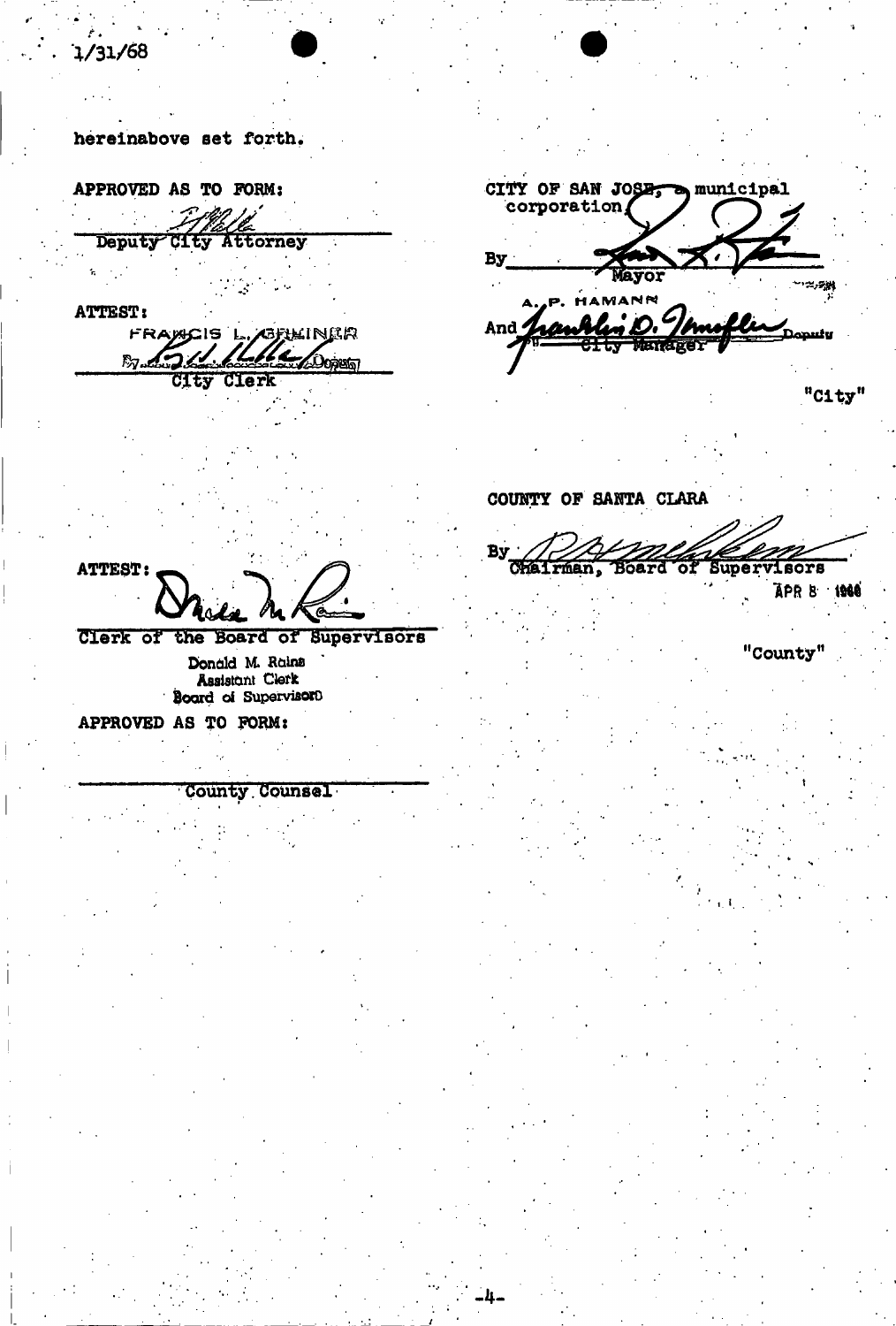1/31/68

hereinabove set forth.

APPROVED AS TO FORM:

Deputy City Attorney

ATTEST:

FRANCIS L. GREINER

By ______ Deputy

City Clerk

CITY OF SAN JOSE, a municipal corporation

By ______
Mayor

A. P. HAMANN

And ______ Deputy
City Manager

"City"

COUNTY OF SANTA CLARA

By ______
Chairman, Board of Supervisors

APR 8 1968

"County"

ATTEST:

Clerk of the Board of Supervisors

Donald M. Rains
Assistant Clerk
Board of Supervisors

APPROVED AS TO FORM:

County Counsel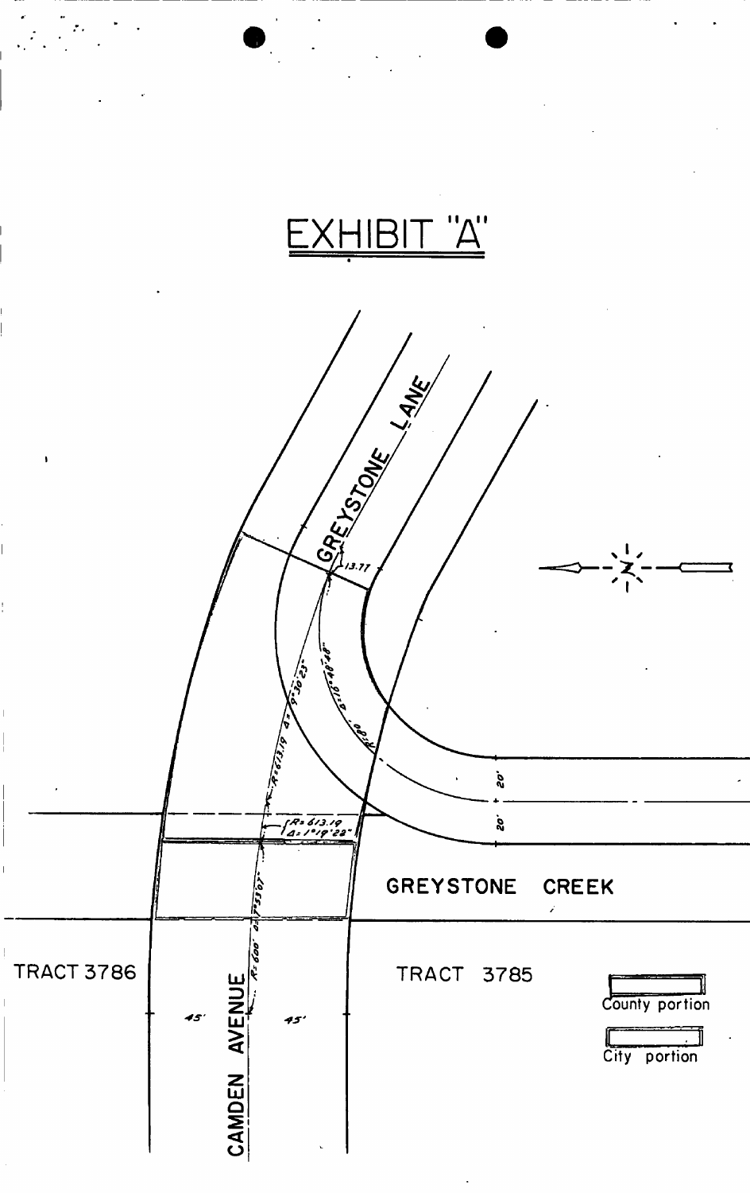# EXHIBIT "A"

GREYSTONE LANE

13.77

R=613.19 Δ=9°30'23"

R=80' Δ=16°40'48"

R=613.19 Δ=1°19'28"

20'

20'

GREYSTONE CREEK

TRACT 3786

TRACT 3785

R=600' Δ=7°53'07"

45'

45'

CAMDEN AVENUE

County portion

City portion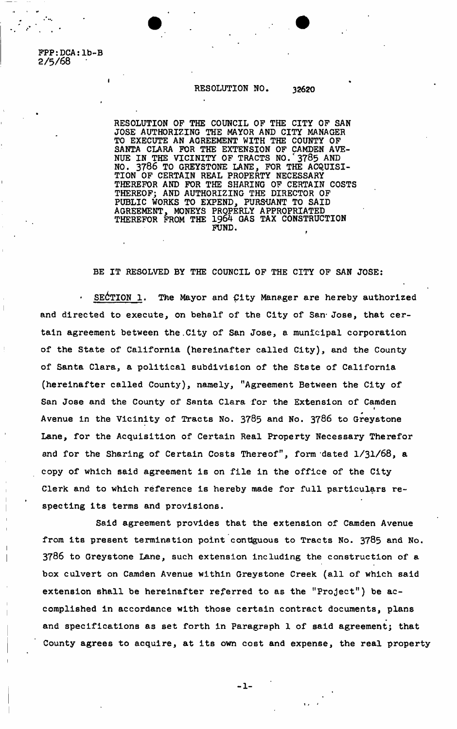FPP:DCA:lb-B
2/5/68

RESOLUTION NO. 32620

RESOLUTION OF THE COUNCIL OF THE CITY OF SAN JOSE AUTHORIZING THE MAYOR AND CITY MANAGER TO EXECUTE AN AGREEMENT WITH THE COUNTY OF SANTA CLARA FOR THE EXTENSION OF CAMDEN AVENUE IN THE VICINITY OF TRACTS NO. 3785 AND NO. 3786 TO GREYSTONE LANE, FOR THE ACQUISITION OF CERTAIN REAL PROPERTY NECESSARY THEREFOR AND FOR THE SHARING OF CERTAIN COSTS THEREOF; AND AUTHORIZING THE DIRECTOR OF PUBLIC WORKS TO EXPEND, PURSUANT TO SAID AGREEMENT, MONEYS PROPERLY APPROPRIATED THEREFOR FROM THE 1964 GAS TAX CONSTRUCTION FUND.

BE IT RESOLVED BY THE COUNCIL OF THE CITY OF SAN JOSE:

SECTION 1. The Mayor and City Manager are hereby authorized and directed to execute, on behalf of the City of San Jose, that certain agreement between the City of San Jose, a municipal corporation of the State of California (hereinafter called City), and the County of Santa Clara, a political subdivision of the State of California (hereinafter called County), namely, "Agreement Between the City of San Jose and the County of Santa Clara for the Extension of Camden Avenue in the Vicinity of Tracts No. 3785 and No. 3786 to Greystone Lane, for the Acquisition of Certain Real Property Necessary Therefor and for the Sharing of Certain Costs Thereof", form dated 1/31/68, a copy of which said agreement is on file in the office of the City Clerk and to which reference is hereby made for full particulars respecting its terms and provisions.

Said agreement provides that the extension of Camden Avenue from its present termination point contiguous to Tracts No. 3785 and No. 3786 to Greystone Lane, such extension including the construction of a box culvert on Camden Avenue within Greystone Creek (all of which said extension shall be hereinafter referred to as the "Project") be accomplished in accordance with those certain contract documents, plans and specifications as set forth in Paragraph 1 of said agreement; that County agrees to acquire, at its own cost and expense, the real property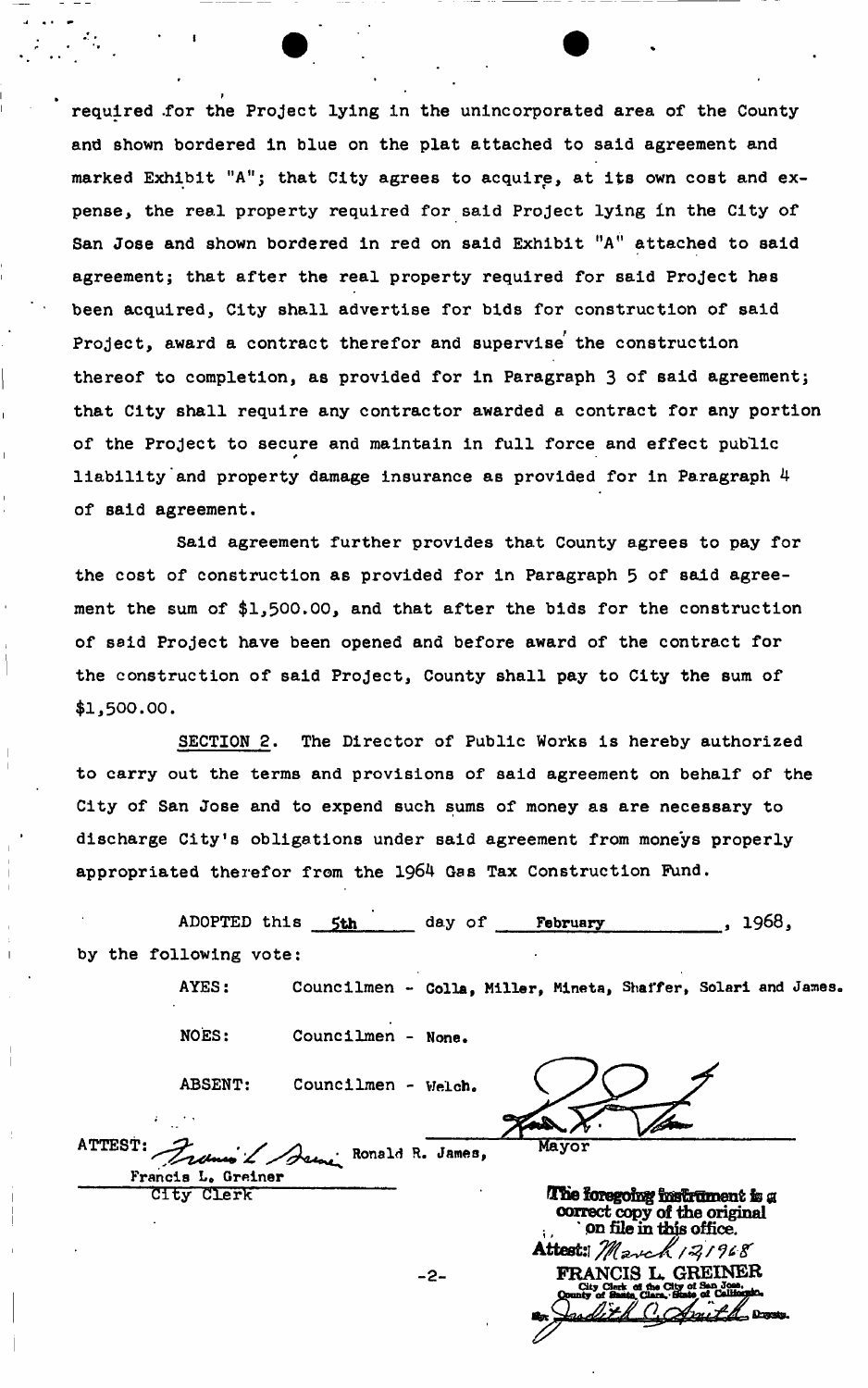required for the Project lying in the unincorporated area of the County and shown bordered in blue on the plat attached to said agreement and marked Exhibit "A"; that City agrees to acquire, at its own cost and expense, the real property required for said Project lying in the City of San Jose and shown bordered in red on said Exhibit "A" attached to said agreement; that after the real property required for said Project has been acquired, City shall advertise for bids for construction of said Project, award a contract therefor and supervise the construction thereof to completion, as provided for in Paragraph 3 of said agreement; that City shall require any contractor awarded a contract for any portion of the Project to secure and maintain in full force and effect public liability and property damage insurance as provided for in Paragraph 4 of said agreement.

Said agreement further provides that County agrees to pay for the cost of construction as provided for in Paragraph 5 of said agreement the sum of $1,500.00, and that after the bids for the construction of said Project have been opened and before award of the contract for the construction of said Project, County shall pay to City the sum of $1,500.00.

SECTION 2. The Director of Public Works is hereby authorized to carry out the terms and provisions of said agreement on behalf of the City of San Jose and to expend such sums of money as are necessary to discharge City's obligations under said agreement from moneys properly appropriated therefor from the 1964 Gas Tax Construction Fund.

ADOPTED this 5th day of February, 1968, by the following vote:

AYES: Councilmen - Colla, Miller, Mineta, Shaffer, Solari and James.

NOES: Councilmen - None.

ABSENT: Councilmen - Welch.

Ronald R. James, Mayor

ATTEST: Francis L. Greiner, City Clerk

The foregoing instrument is a correct copy of the original on file in this office.
Attest: March 12, 1968
FRANCIS L. GREINER
City Clerk of the City of San Jose, County of Santa Clara, State of California.
By: Judith C. Smith Deputy.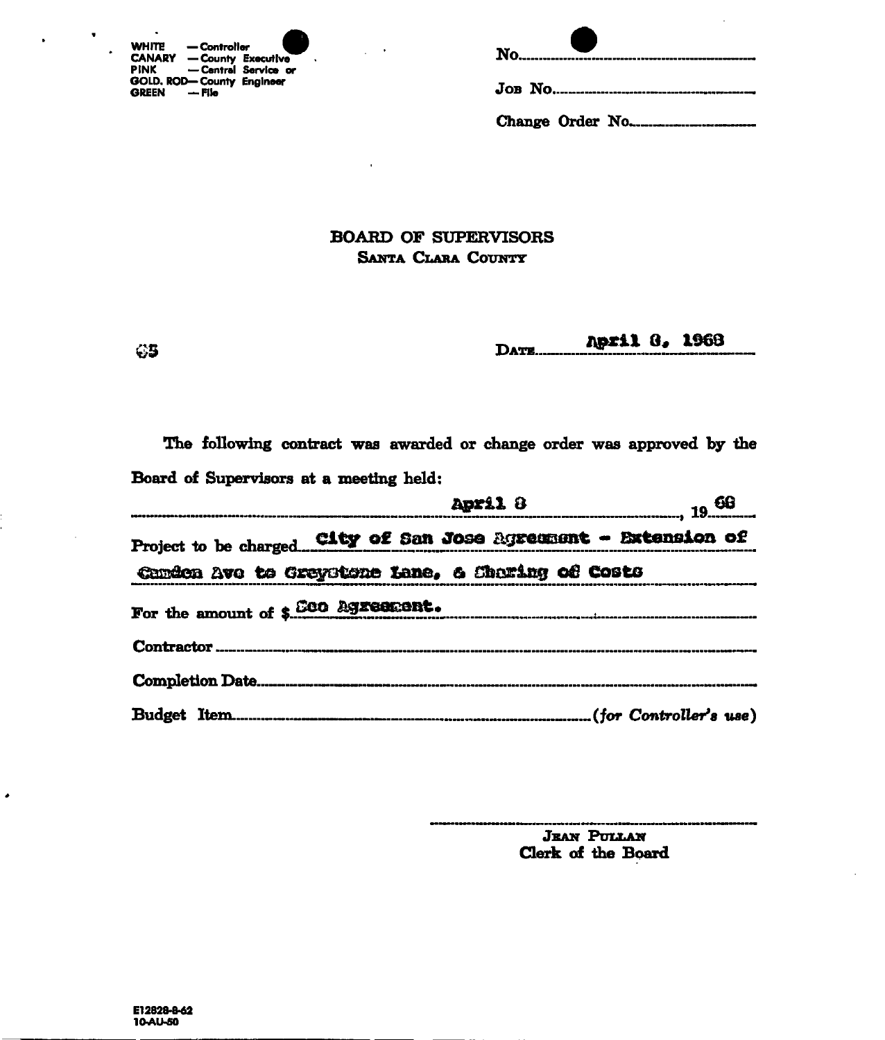WHITE — Controller
CANARY — County Executive
PINK — Central Service or
GOLD. ROD— County Engineer
GREEN — File

No.

Job No.

Change Order No.

# BOARD OF SUPERVISORS
## Santa Clara County

65

Date April 8, 1968

The following contract was awarded or change order was approved by the Board of Supervisors at a meeting held:

April 8, 1968

Project to be charged City of San Jose Agreement - Extension of Camden Ave to Greystone Lane, & Sharing of Costs

For the amount of $ See Agreement.

Contractor

Completion Date

Budget Item *(for Controller's use)*

Jean Pullan
Clerk of the Board

E12828-8-62
10-AU-50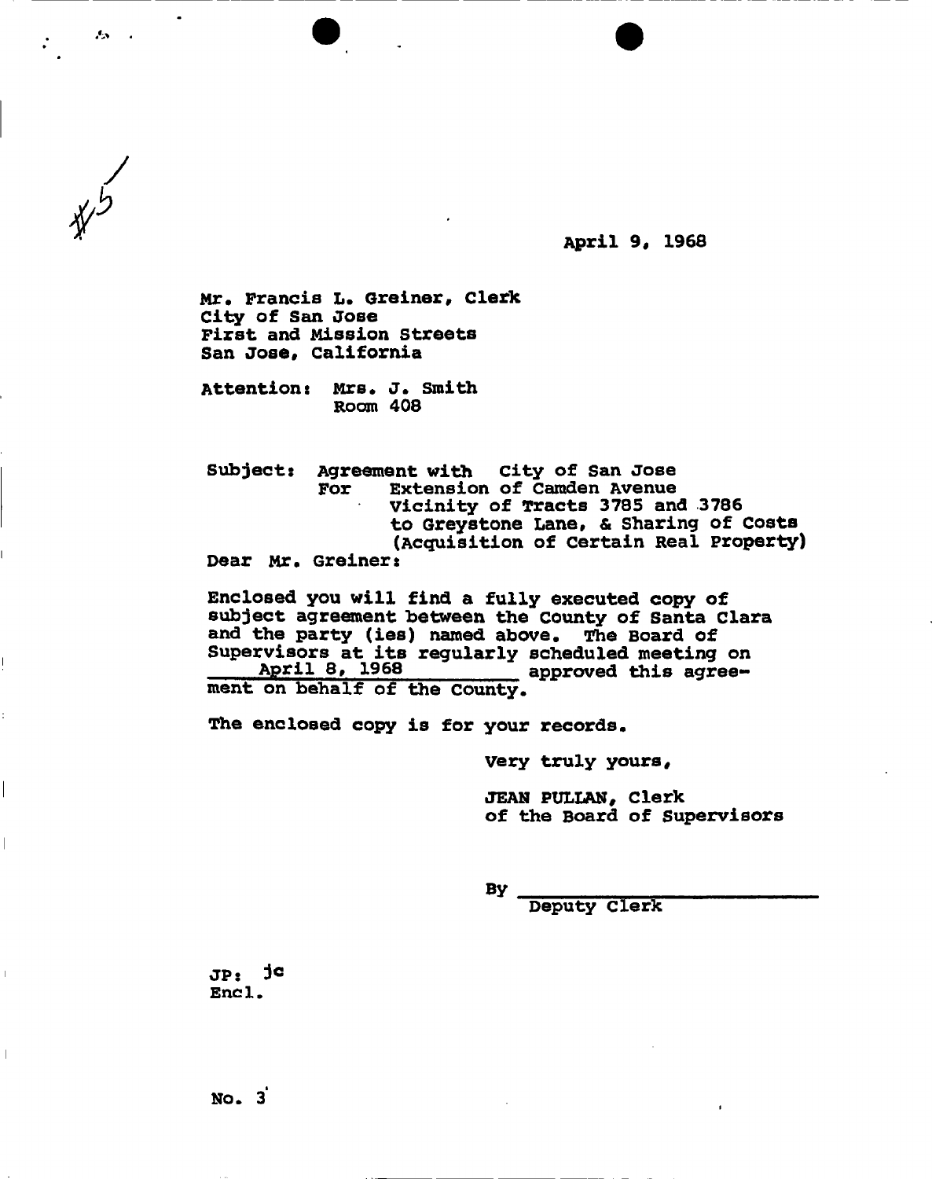#5

April 9, 1968

Mr. Francis L. Greiner, Clerk
City of San Jose
First and Mission Streets
San Jose, California

Attention: Mrs. J. Smith
Room 408

Subject: Agreement with City of San Jose
For Extension of Camden Avenue
Vicinity of Tracts 3785 and 3786
to Greystone Lane, & Sharing of Costs
(Acquisition of Certain Real Property)

Dear Mr. Greiner:

Enclosed you will find a fully executed copy of subject agreement between the County of Santa Clara and the party (ies) named above. The Board of Supervisors at its regularly scheduled meeting on April 8, 1968 approved this agreement on behalf of the County.

The enclosed copy is for your records.

Very truly yours,

JEAN PULLAN, Clerk
of the Board of Supervisors

By ______________________
Deputy Clerk

JP: jc
Encl.

No. 3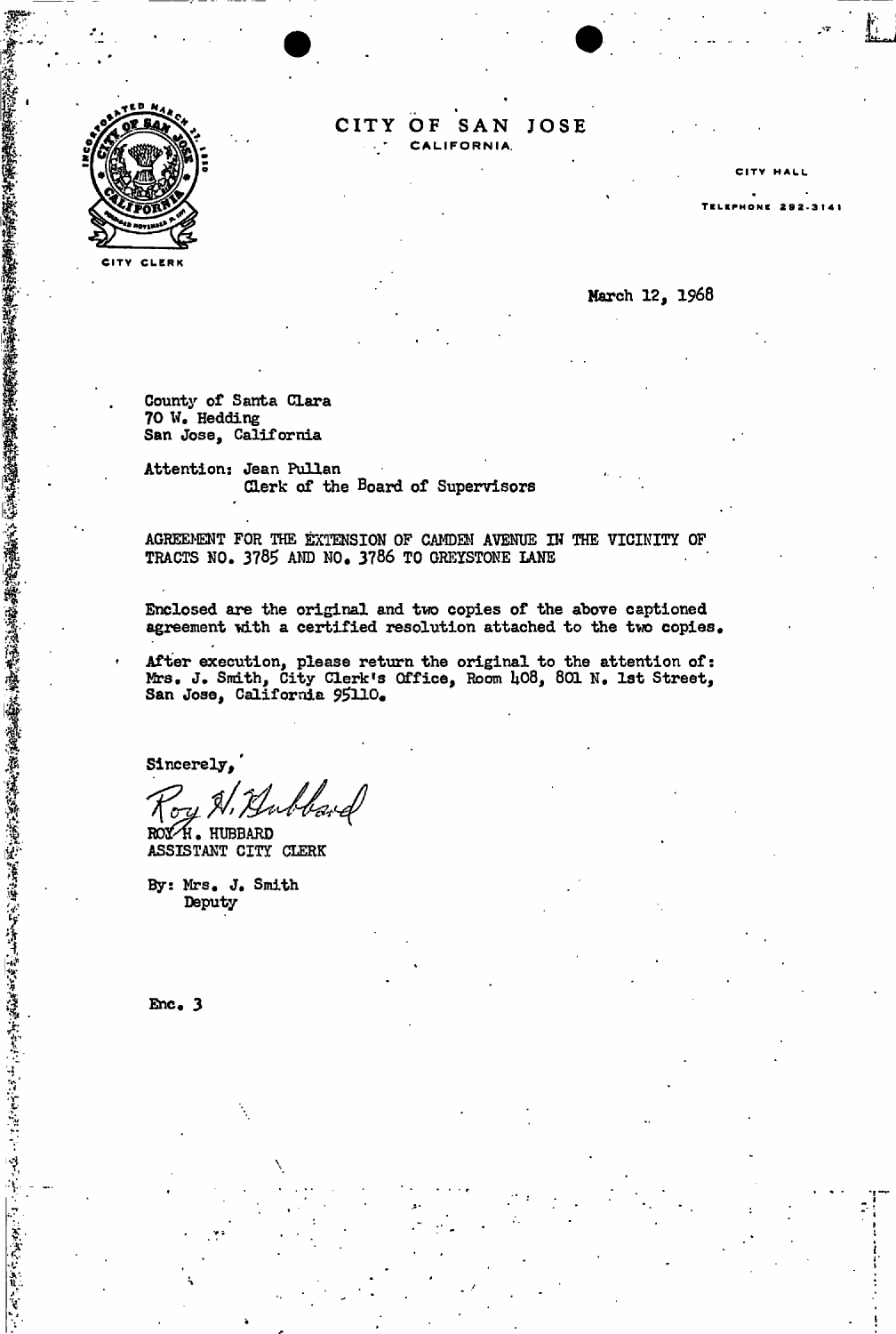CITY CLERK

# CITY OF SAN JOSE
CALIFORNIA

CITY HALL

TELEPHONE 292-3141

March 12, 1968

County of Santa Clara
70 W. Hedding
San Jose, California

Attention: Jean Pullan
Clerk of the Board of Supervisors

AGREEMENT FOR THE EXTENSION OF CAMDEN AVENUE IN THE VICINITY OF TRACTS NO. 3785 AND NO. 3786 TO GREYSTONE LANE

Enclosed are the original and two copies of the above captioned agreement with a certified resolution attached to the two copies.

After execution, please return the original to the attention of: Mrs. J. Smith, City Clerk's Office, Room 408, 801 N. 1st Street, San Jose, California 95110.

Sincerely,

Roy H. Hubbard

ROY H. HUBBARD
ASSISTANT CITY CLERK

By: Mrs. J. Smith
Deputy

Enc. 3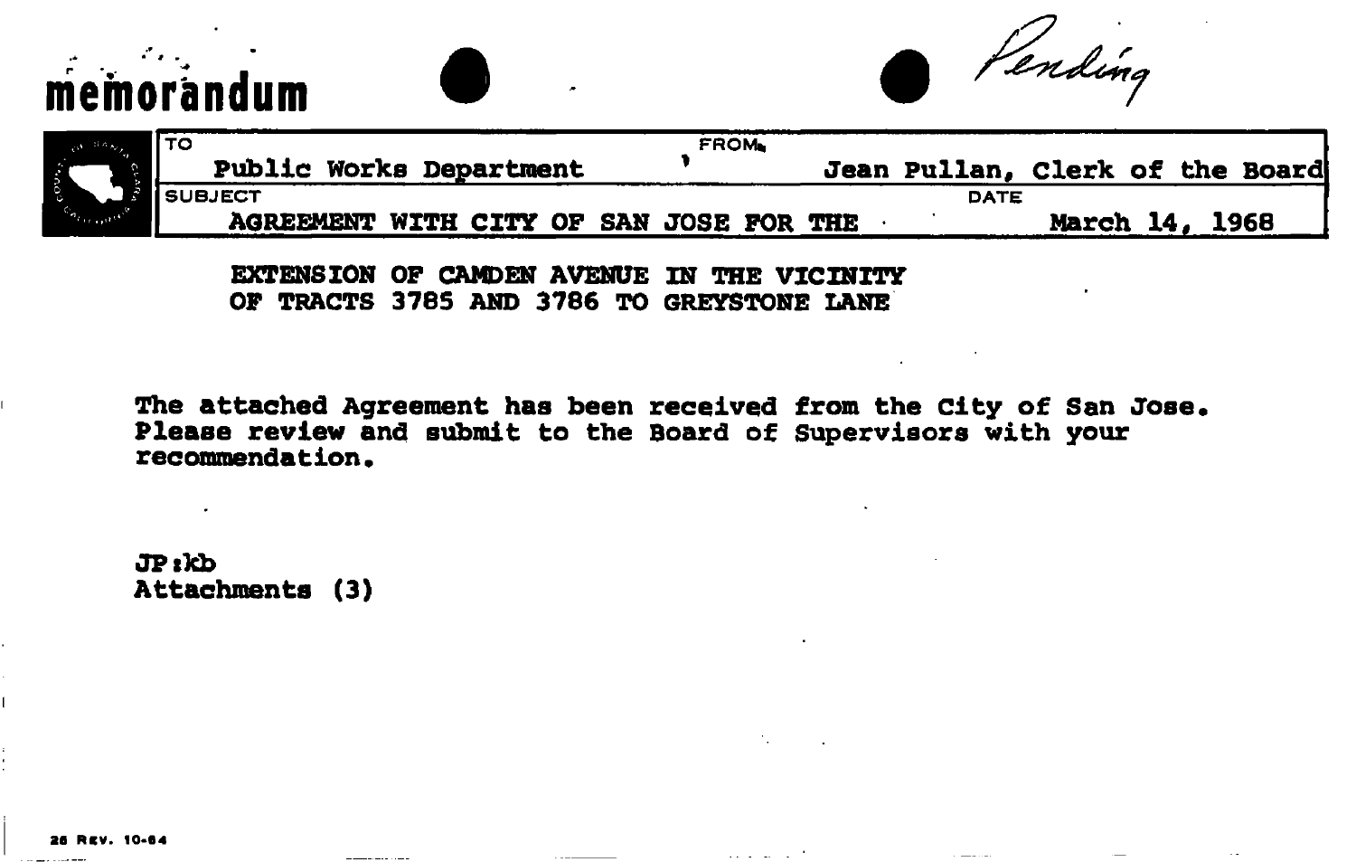# memorandum

*Pending*

| TO | FROM |
|---|---|
| Public Works Department | Jean Pullan, Clerk of the Board |
| **SUBJECT** | **DATE** |
| AGREEMENT WITH CITY OF SAN JOSE FOR THE | March 14, 1968 |

**EXTENSION OF CAMDEN AVENUE IN THE VICINITY OF TRACTS 3785 AND 3786 TO GREYSTONE LANE**

The attached Agreement has been received from the City of San Jose. Please review and submit to the Board of Supervisors with your recommendation.

JP:kb
Attachments (3)

26 REV. 10-64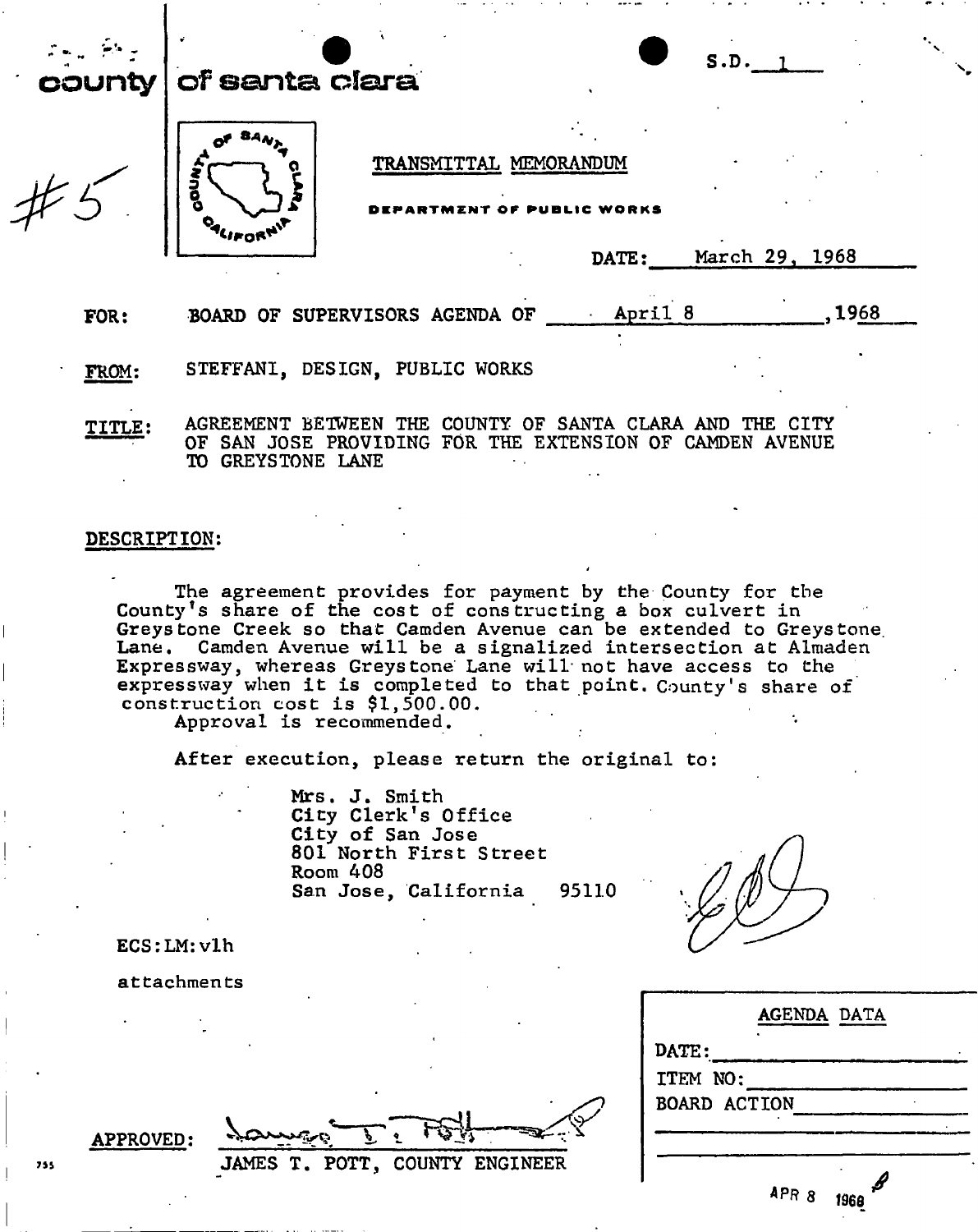county | of santa clara

S.D. 1

#5

TRANSMITTAL MEMORANDUM

DEPARTMENT OF PUBLIC WORKS

DATE: March 29, 1968

**FOR:** BOARD OF SUPERVISORS AGENDA OF April 8, 1968

**FROM:** STEFFANI, DESIGN, PUBLIC WORKS

**TITLE:** AGREEMENT BETWEEN THE COUNTY OF SANTA CLARA AND THE CITY OF SAN JOSE PROVIDING FOR THE EXTENSION OF CAMDEN AVENUE TO GREYSTONE LANE

**DESCRIPTION:**

The agreement provides for payment by the County for the County's share of the cost of constructing a box culvert in Greystone Creek so that Camden Avenue can be extended to Greystone Lane. Camden Avenue will be a signalized intersection at Almaden Expressway, whereas Greystone Lane will not have access to the expressway when it is completed to that point. County's share of construction cost is $1,500.00.

Approval is recommended.

After execution, please return the original to:

Mrs. J. Smith
City Clerk's Office
City of San Jose
801 North First Street
Room 408
San Jose, California 95110

ECS:LM:vlh

attachments

APPROVED: JAMES T. POTT, COUNTY ENGINEER

| AGENDA DATA |
| --- |
| DATE: |
| ITEM NO: |
| BOARD ACTION |

APR 8 1968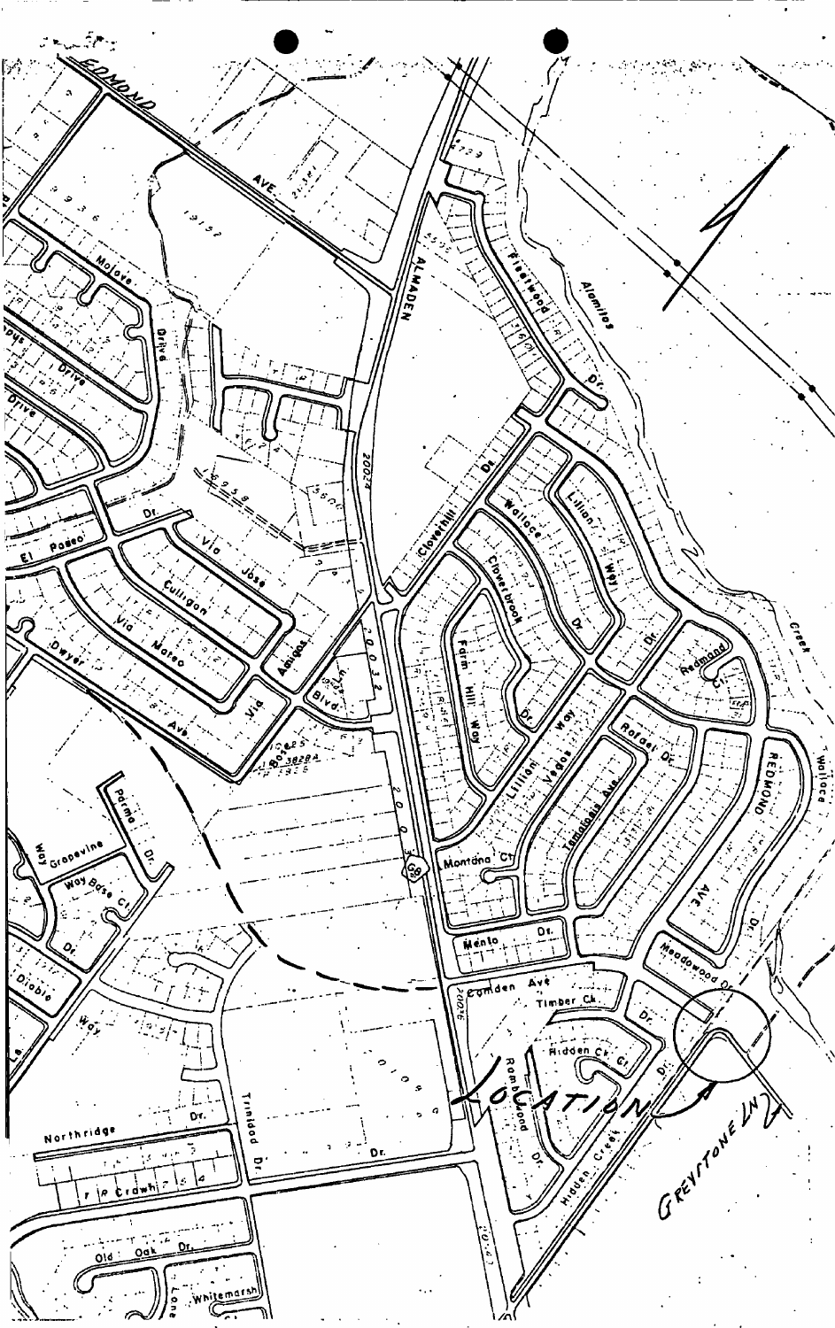EDMOND AVE.

ALMADEN

Fleetwood

Alamitos

Dr.

Mojave

Drive

Drive

Drive

Dr.

El Paseo

Via

Jose

Culligan

Via Mateo

Dwyer

Ave.

Via

Amigos

Blvd.

Clovehill

Dr.

Wallace

Lillian

Way

Dr.

Cloverbrook

Dr.

Farm Hill Way

Dr.

Lillian

Vegas

Way

Redmond Ct.

Creek

Rafael Dr.

Tamalpais Ave.

REDMOND AVE.

Wallace

Dr.

Parma

Dr.

Grapevine Way

Way Base Ct.

Dr.

Diablo

Way

G8

Montana Ct.

Menlo Dr.

Meadowood Dr.

Camden Ave.

Timber Ck.

Dr.

Hidden Ck. Ct.

Dr.

Rombauer Dr.

LOCATION

GREYSTONE LN.

Hidden Creek

Northridge

Dr.

Trinidad Dr.

Dr.

Crawford

Old Oak Dr.

Whitemarsh

Lone